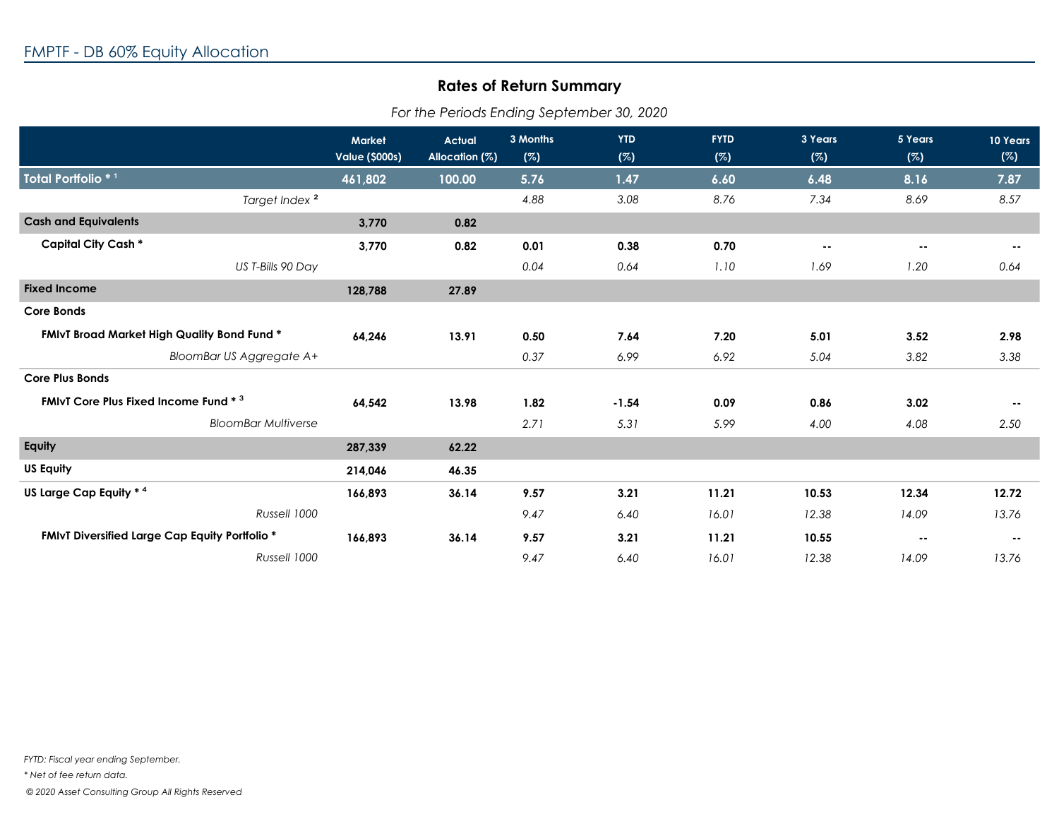## FMPTF - DB 60% Equity Allocation

### Rates of Return Summary

*For the Periods Ending September 30, 2020*

| | Market Value ($000s) | Actual Allocation (%) | 3 Months (%) | YTD (%) | FYTD (%) | 3 Years (%) | 5 Years (%) | 10 Years (%) |
|---|---|---|---|---|---|---|---|---|
| **Total Portfolio * [1]** | **461,802** | **100.00** | **5.76** | **1.47** | **6.60** | **6.48** | **8.16** | **7.87** |
| *Target Index [2]* | | | *4.88* | *3.08* | *8.76* | *7.34* | *8.69* | *8.57* |
| **Cash and Equivalents** | **3,770** | **0.82** | | | | | | |
| **Capital City Cash *** | **3,770** | **0.82** | **0.01** | **0.38** | **0.70** | **--** | **--** | **--** |
| *US T-Bills 90 Day* | | | *0.04* | *0.64* | *1.10* | *1.69* | *1.20* | *0.64* |
| **Fixed Income** | **128,788** | **27.89** | | | | | | |
| **Core Bonds** | | | | | | | | |
| **FMIvT Broad Market High Quality Bond Fund *** | **64,246** | **13.91** | **0.50** | **7.64** | **7.20** | **5.01** | **3.52** | **2.98** |
| *BloomBar US Aggregate A+* | | | *0.37* | *6.99* | *6.92* | *5.04* | *3.82* | *3.38* |
| **Core Plus Bonds** | | | | | | | | |
| **FMIvT Core Plus Fixed Income Fund * [3]** | **64,542** | **13.98** | **1.82** | **-1.54** | **0.09** | **0.86** | **3.02** | **--** |
| *BloomBar Multiverse* | | | *2.71* | *5.31* | *5.99* | *4.00* | *4.08* | *2.50* |
| **Equity** | **287,339** | **62.22** | | | | | | |
| **US Equity** | **214,046** | **46.35** | | | | | | |
| **US Large Cap Equity * [4]** | **166,893** | **36.14** | **9.57** | **3.21** | **11.21** | **10.53** | **12.34** | **12.72** |
| *Russell 1000* | | | *9.47* | *6.40* | *16.01* | *12.38* | *14.09* | *13.76* |
| **FMIvT Diversified Large Cap Equity Portfolio *** | **166,893** | **36.14** | **9.57** | **3.21** | **11.21** | **10.55** | **--** | **--** |
| *Russell 1000* | | | *9.47* | *6.40* | *16.01* | *12.38* | *14.09* | *13.76* |

*FYTD: Fiscal year ending September.*

*\* Net of fee return data.*

*© 2020 Asset Consulting Group All Rights Reserved*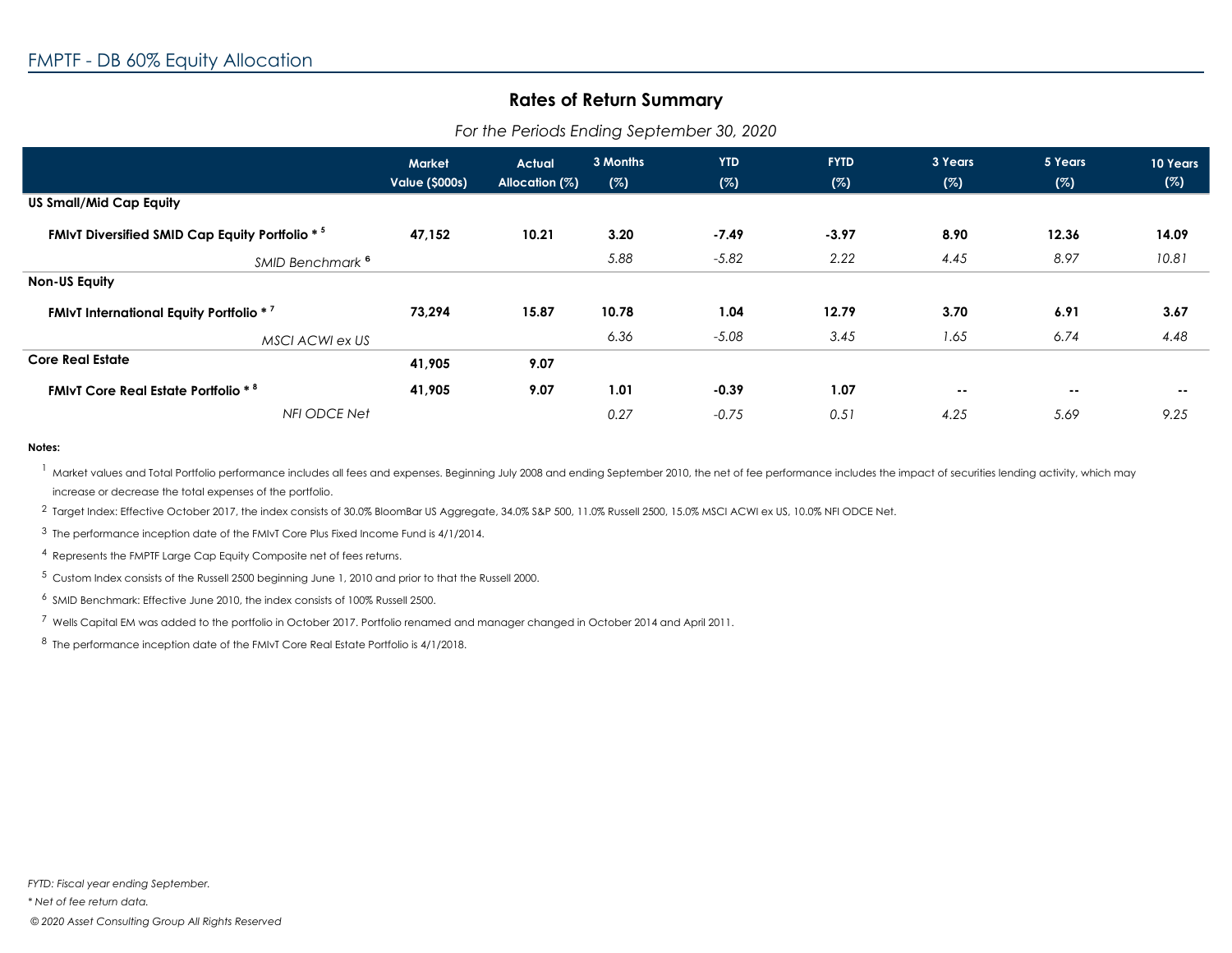## FMPTF - DB 60% Equity Allocation

### Rates of Return Summary

*For the Periods Ending September 30, 2020*

| | Market Value ($000s) | Actual Allocation (%) | 3 Months (%) | YTD (%) | FYTD (%) | 3 Years (%) | 5 Years (%) | 10 Years (%) |
|---|---|---|---|---|---|---|---|---|
| **US Small/Mid Cap Equity** | | | | | | | | |
| **FMIvT Diversified SMID Cap Equity Portfolio * [5]** | **47,152** | **10.21** | **3.20** | **-7.49** | **-3.97** | **8.90** | **12.36** | **14.09** |
| *SMID Benchmark [6]* | | | *5.88* | *-5.82* | *2.22* | *4.45* | *8.97* | *10.81* |
| **Non-US Equity** | | | | | | | | |
| **FMIvT International Equity Portfolio * [7]** | **73,294** | **15.87** | **10.78** | **1.04** | **12.79** | **3.70** | **6.91** | **3.67** |
| *MSCI ACWI ex US* | | | *6.36* | *-5.08* | *3.45* | *1.65* | *6.74* | *4.48* |
| **Core Real Estate** | **41,905** | **9.07** | | | | | | |
| **FMIvT Core Real Estate Portfolio * [8]** | **41,905** | **9.07** | **1.01** | **-0.39** | **1.07** | **--** | **--** | **--** |
| *NFI ODCE Net* | | | *0.27* | *-0.75* | *0.51* | *4.25* | *5.69* | *9.25* |

**Notes:**

[1] Market values and Total Portfolio performance includes all fees and expenses. Beginning July 2008 and ending September 2010, the net of fee performance includes the impact of securities lending activity, which may increase or decrease the total expenses of the portfolio.

[2] Target Index: Effective October 2017, the index consists of 30.0% BloomBar US Aggregate, 34.0% S&P 500, 11.0% Russell 2500, 15.0% MSCI ACWI ex US, 10.0% NFI ODCE Net.

[3] The performance inception date of the FMIvT Core Plus Fixed Income Fund is 4/1/2014.

[4] Represents the FMPTF Large Cap Equity Composite net of fees returns.

[5] Custom Index consists of the Russell 2500 beginning June 1, 2010 and prior to that the Russell 2000.

[6] SMID Benchmark: Effective June 2010, the index consists of 100% Russell 2500.

[7] Wells Capital EM was added to the portfolio in October 2017. Portfolio renamed and manager changed in October 2014 and April 2011.

[8] The performance inception date of the FMIvT Core Real Estate Portfolio is 4/1/2018.

*FYTD: Fiscal year ending September.*

*\* Net of fee return data.*

*© 2020 Asset Consulting Group All Rights Reserved*